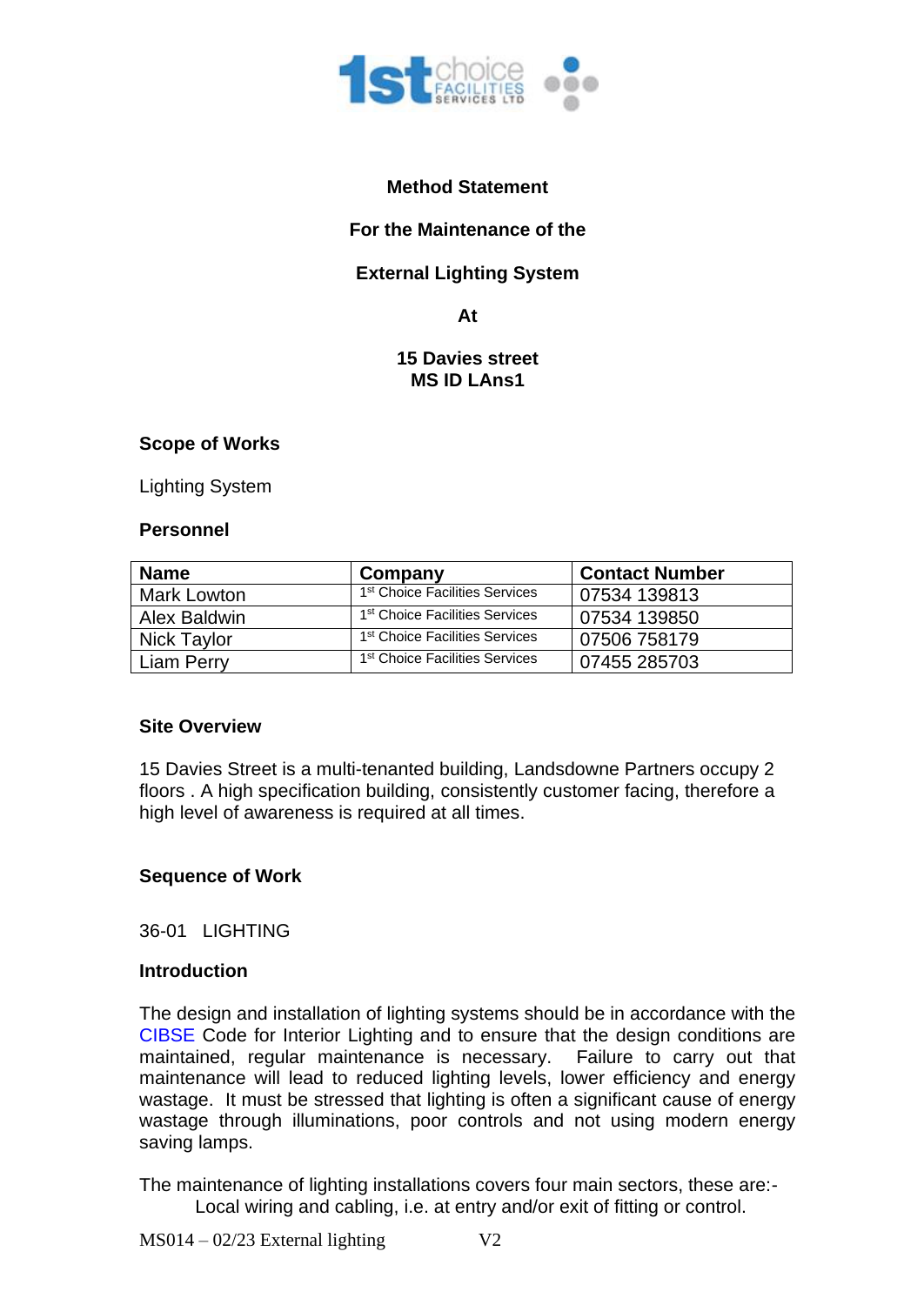# Method Statement

## For the Maintenance of the

## External Lighting System

## At

## 15 Davies street
## MS ID LAns1

### Scope of Works

Lighting System

### Personnel

| Name | Company | Contact Number |
|---|---|---|
| Mark Lowton | 1st Choice Facilities Services | 07534 139813 |
| Alex Baldwin | 1st Choice Facilities Services | 07534 139850 |
| Nick Taylor | 1st Choice Facilities Services | 07506 758179 |
| Liam Perry | 1st Choice Facilities Services | 07455 285703 |

### Site Overview

15 Davies Street is a multi-tenanted building, Landsdowne Partners occupy 2 floors . A high specification building, consistently customer facing, therefore a high level of awareness is required at all times.

### Sequence of Work

36-01 LIGHTING

### Introduction

The design and installation of lighting systems should be in accordance with the CIBSE Code for Interior Lighting and to ensure that the design conditions are maintained, regular maintenance is necessary. Failure to carry out that maintenance will lead to reduced lighting levels, lower efficiency and energy wastage. It must be stressed that lighting is often a significant cause of energy wastage through illuminations, poor controls and not using modern energy saving lamps.

The maintenance of lighting installations covers four main sectors, these are:-

Local wiring and cabling, i.e. at entry and/or exit of fitting or control.

MS014 – 02/23 External lighting V2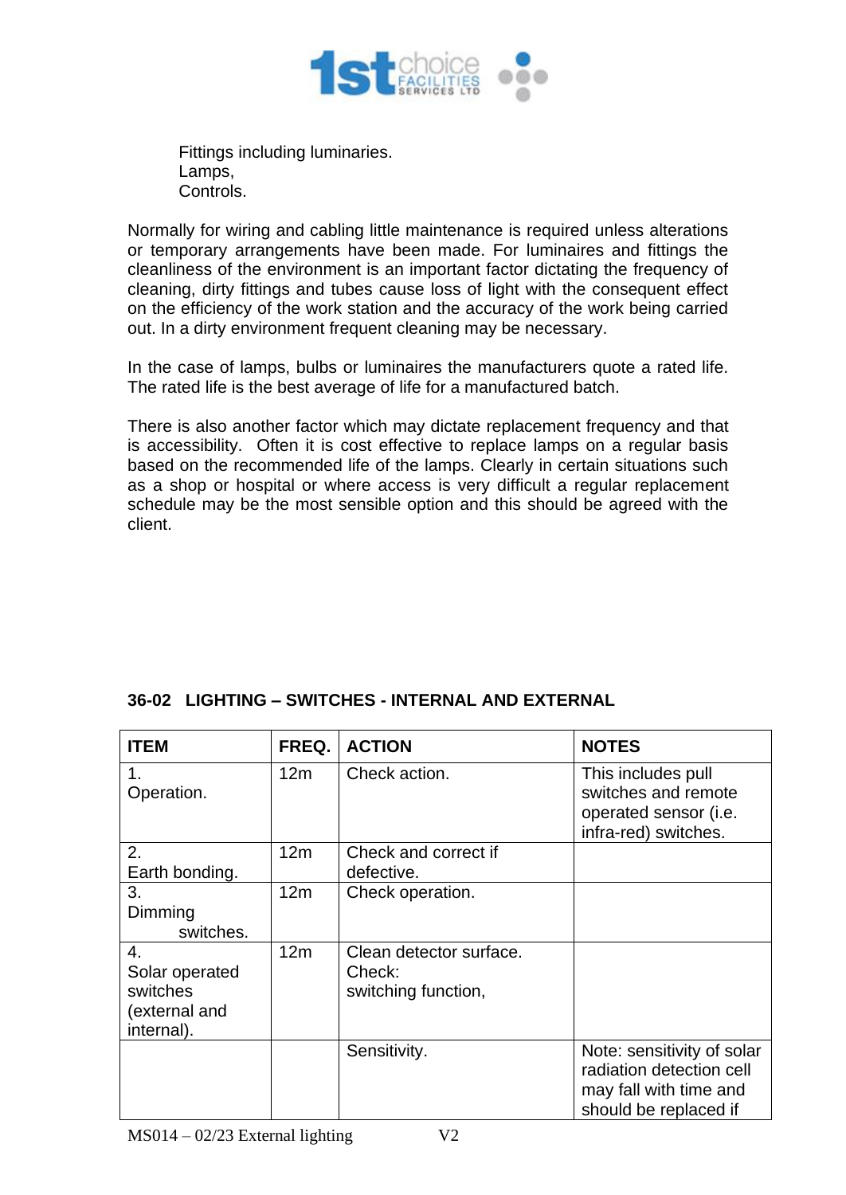Fittings including luminaries.
Lamps,
Controls.

Normally for wiring and cabling little maintenance is required unless alterations or temporary arrangements have been made. For luminaires and fittings the cleanliness of the environment is an important factor dictating the frequency of cleaning, dirty fittings and tubes cause loss of light with the consequent effect on the efficiency of the work station and the accuracy of the work being carried out. In a dirty environment frequent cleaning may be necessary.

In the case of lamps, bulbs or luminaires the manufacturers quote a rated life. The rated life is the best average of life for a manufactured batch.

There is also another factor which may dictate replacement frequency and that is accessibility. Often it is cost effective to replace lamps on a regular basis based on the recommended life of the lamps. Clearly in certain situations such as a shop or hospital or where access is very difficult a regular replacement schedule may be the most sensible option and this should be agreed with the client.

### 36-02 LIGHTING – SWITCHES - INTERNAL AND EXTERNAL

| ITEM | FREQ. | ACTION | NOTES |
|---|---|---|---|
| 1. Operation. | 12m | Check action. | This includes pull switches and remote operated sensor (i.e. infra-red) switches. |
| 2. Earth bonding. | 12m | Check and correct if defective. | |
| 3. Dimming switches. | 12m | Check operation. | |
| 4. Solar operated switches (external and internal). | 12m | Clean detector surface. Check: switching function, | |
| | | Sensitivity. | Note: sensitivity of solar radiation detection cell may fall with time and should be replaced if |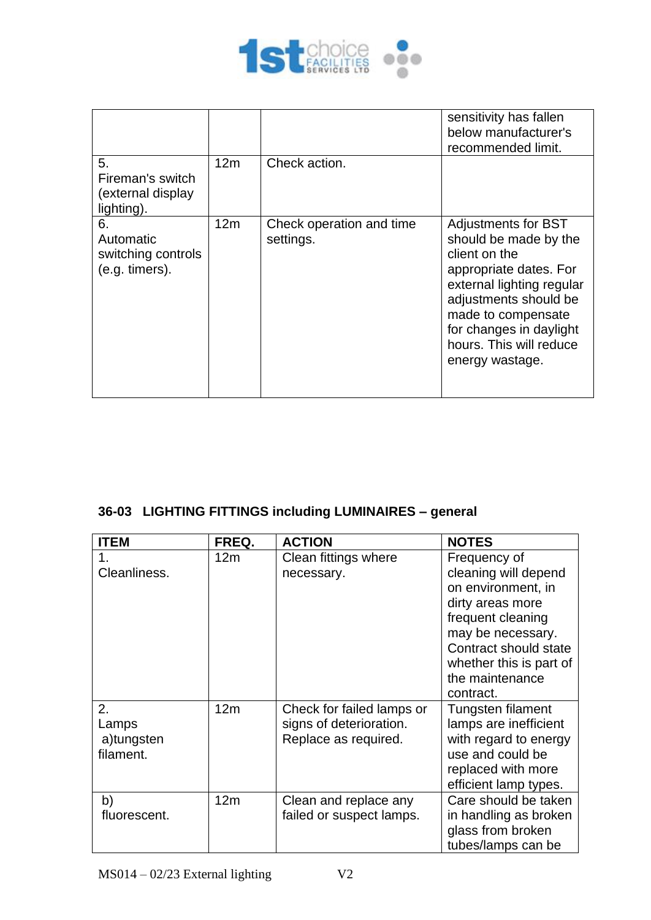| | | | |
|---|---|---|---|
| | | | sensitivity has fallen below manufacturer's recommended limit. |
| 5. Fireman's switch (external display lighting). | 12m | Check action. | |
| 6. Automatic switching controls (e.g. timers). | 12m | Check operation and time settings. | Adjustments for BST should be made by the client on the appropriate dates. For external lighting regular adjustments should be made to compensate for changes in daylight hours. This will reduce energy wastage. |

### 36-03 LIGHTING FITTINGS including LUMINAIRES – general

| ITEM | FREQ. | ACTION | NOTES |
|---|---|---|---|
| 1. Cleanliness. | 12m | Clean fittings where necessary. | Frequency of cleaning will depend on environment, in dirty areas more frequent cleaning may be necessary. Contract should state whether this is part of the maintenance contract. |
| 2. Lamps a)tungsten filament. | 12m | Check for failed lamps or signs of deterioration. Replace as required. | Tungsten filament lamps are inefficient with regard to energy use and could be replaced with more efficient lamp types. |
| b) fluorescent. | 12m | Clean and replace any failed or suspect lamps. | Care should be taken in handling as broken glass from broken tubes/lamps can be |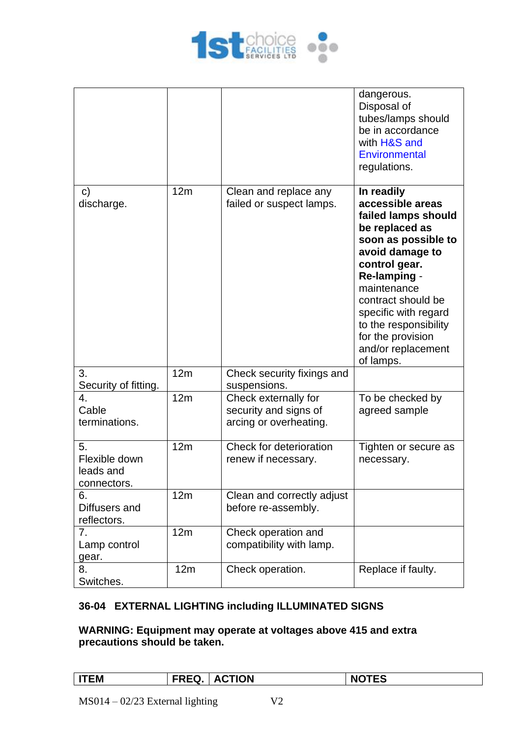|  |  |  | dangerous. Disposal of tubes/lamps should be in accordance with H&S and Environmental regulations. |
|---|---|---|---|
| c) discharge. | 12m | Clean and replace any failed or suspect lamps. | **In readily accessible areas failed lamps should be replaced as soon as possible to avoid damage to control gear. Re-lamping** - maintenance contract should be specific with regard to the responsibility for the provision and/or replacement of lamps. |
| 3. Security of fitting. | 12m | Check security fixings and suspensions. |  |
| 4. Cable terminations. | 12m | Check externally for security and signs of arcing or overheating. | To be checked by agreed sample |
| 5. Flexible down leads and connectors. | 12m | Check for deterioration renew if necessary. | Tighten or secure as necessary. |
| 6. Diffusers and reflectors. | 12m | Clean and correctly adjust before re-assembly. |  |
| 7. Lamp control gear. | 12m | Check operation and compatibility with lamp. |  |
| 8. Switches. | 12m | Check operation. | Replace if faulty. |

## 36-04 EXTERNAL LIGHTING including ILLUMINATED SIGNS

**WARNING: Equipment may operate at voltages above 415 and extra precautions should be taken.**

| ITEM | FREQ. | ACTION | NOTES |
|---|---|---|---|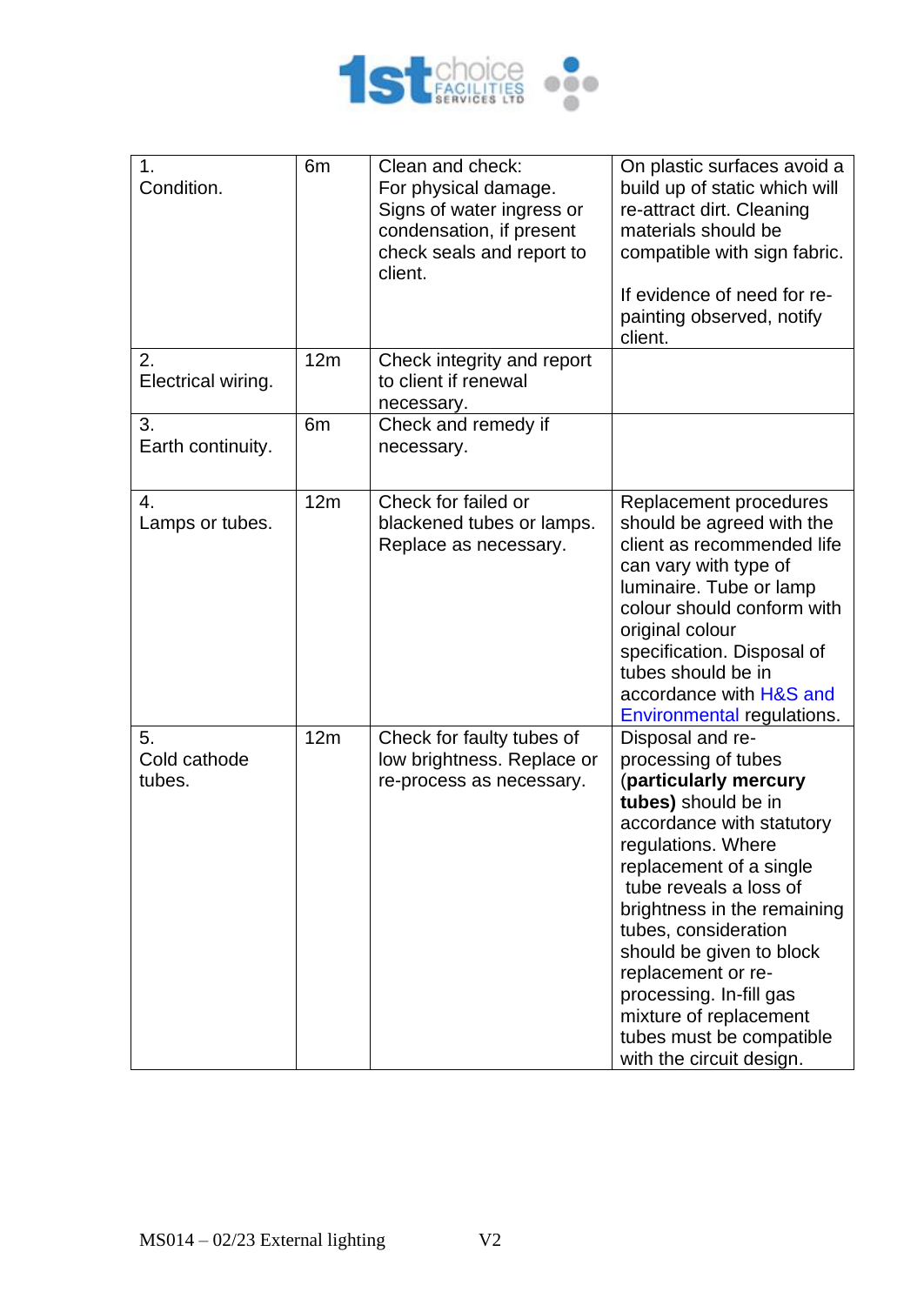| 1. Condition. | 6m | Clean and check: For physical damage. Signs of water ingress or condensation, if present check seals and report to client. | On plastic surfaces avoid a build up of static which will re-attract dirt. Cleaning materials should be compatible with sign fabric.<br><br>If evidence of need for re-painting observed, notify client. |
|---|---|---|---|
| 2. Electrical wiring. | 12m | Check integrity and report to client if renewal necessary. | |
| 3. Earth continuity. | 6m | Check and remedy if necessary. | |
| 4. Lamps or tubes. | 12m | Check for failed or blackened tubes or lamps. Replace as necessary. | Replacement procedures should be agreed with the client as recommended life can vary with type of luminaire. Tube or lamp colour should conform with original colour specification. Disposal of tubes should be in accordance with H&S and Environmental regulations. |
| 5. Cold cathode tubes. | 12m | Check for faulty tubes of low brightness. Replace or re-process as necessary. | Disposal and re-processing of tubes (**particularly mercury tubes)** should be in accordance with statutory regulations. Where replacement of a single tube reveals a loss of brightness in the remaining tubes, consideration should be given to block replacement or re-processing. In-fill gas mixture of replacement tubes must be compatible with the circuit design. |

MS014 – 02/23 External lighting V2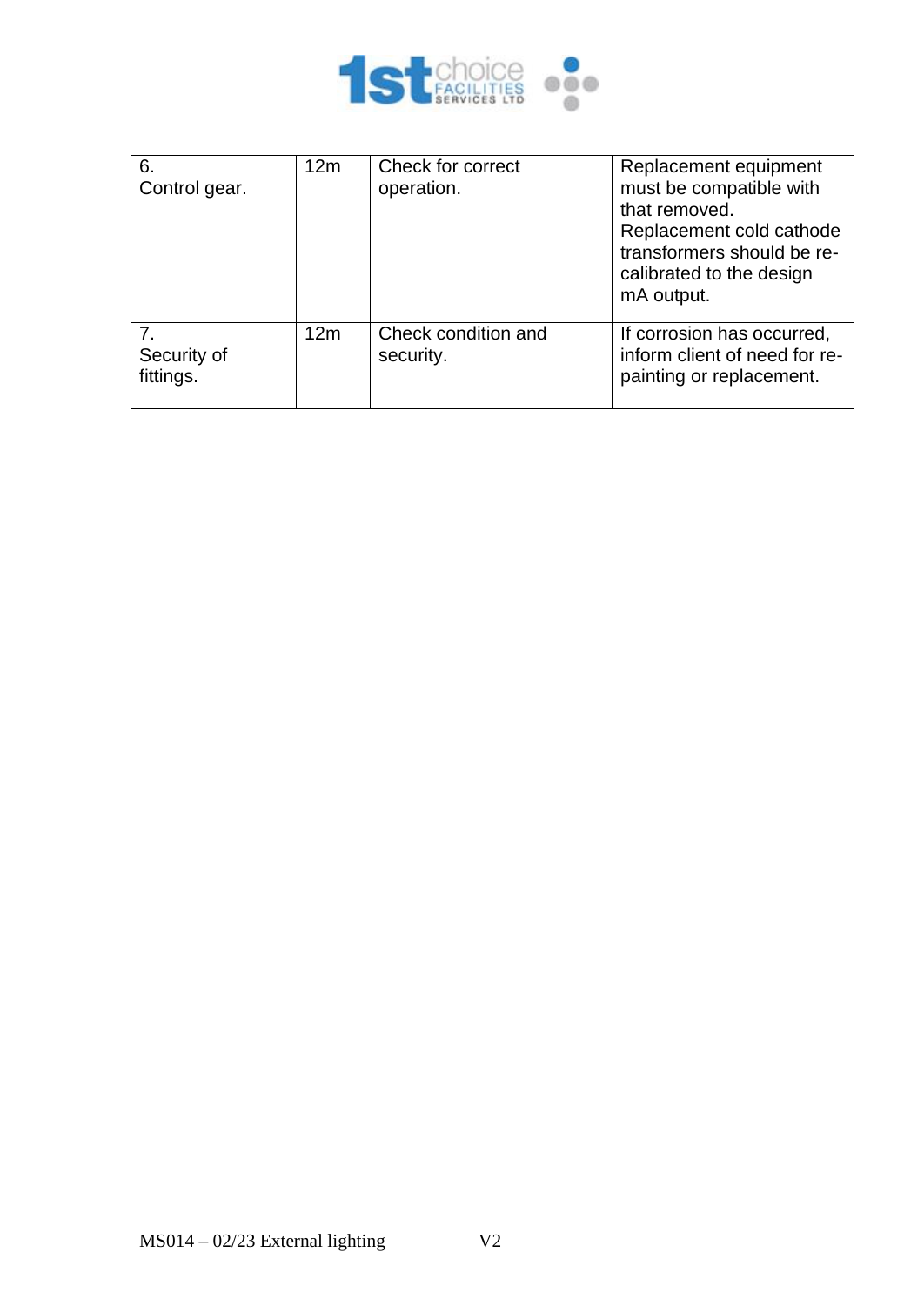| | | | |
|---|---|---|---|
| 6. Control gear. | 12m | Check for correct operation. | Replacement equipment must be compatible with that removed. Replacement cold cathode transformers should be re-calibrated to the design mA output. |
| 7. Security of fittings. | 12m | Check condition and security. | If corrosion has occurred, inform client of need for re-painting or replacement. |